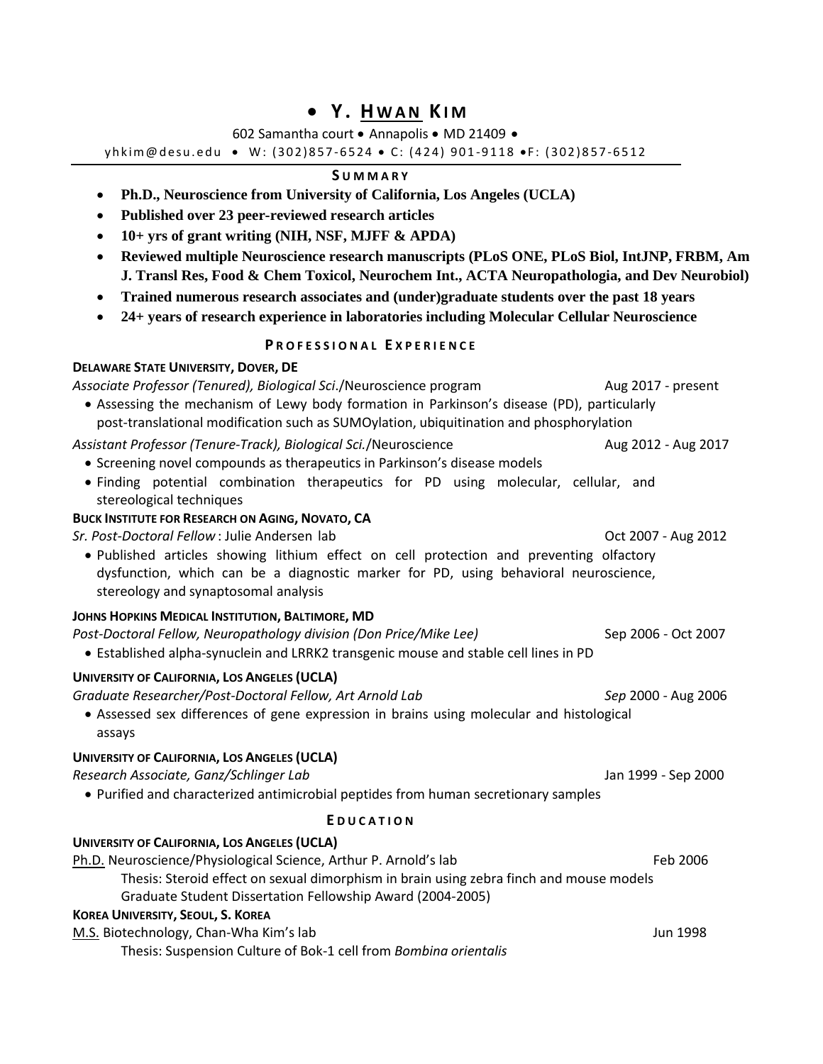# • Y. HWAN KIM

602 Samantha court • Annapolis • MD 21409 •

yhkim@desu.edu • W: (302)857-6524 • C: (424) 901-9118 •F: (302)857-6512

## SUMMARY

- **Ph.D., Neuroscience from University of California, Los Angeles (UCLA)**
- **Published over 23 peer-reviewed research articles**
- **10+ yrs of grant writing (NIH, NSF, MJFF & APDA)**
- **Reviewed multiple Neuroscience research manuscripts (PLoS ONE, PLoS Biol, IntJNP, FRBM, Am J. Transl Res, Food & Chem Toxicol, Neurochem Int., ACTA Neuropathologia, and Dev Neurobiol)**
- **Trained numerous research associates and (under)graduate students over the past 18 years**
- **24+ years of research experience in laboratories including Molecular Cellular Neuroscience**

## PROFESSIONAL EXPERIENCE

**DELAWARE STATE UNIVERSITY, DOVER, DE**

*Associate Professor (Tenured), Biological Sci*./Neuroscience program — Aug 2017 - present

- Assessing the mechanism of Lewy body formation in Parkinson's disease (PD), particularly post-translational modification such as SUMOylation, ubiquitination and phosphorylation

*Assistant Professor (Tenure-Track), Biological Sci.*/Neuroscience — Aug 2012 - Aug 2017

- Screening novel compounds as therapeutics in Parkinson's disease models
- Finding potential combination therapeutics for PD using molecular, cellular, and stereological techniques

**BUCK INSTITUTE FOR RESEARCH ON AGING, NOVATO, CA**

*Sr. Post-Doctoral Fellow* : Julie Andersen lab — Oct 2007 - Aug 2012

- Published articles showing lithium effect on cell protection and preventing olfactory dysfunction, which can be a diagnostic marker for PD, using behavioral neuroscience, stereology and synaptosomal analysis

**JOHNS HOPKINS MEDICAL INSTITUTION, BALTIMORE, MD**

*Post-Doctoral Fellow, Neuropathology division (Don Price/Mike Lee)* — Sep 2006 - Oct 2007

- Established alpha-synuclein and LRRK2 transgenic mouse and stable cell lines in PD

**UNIVERSITY OF CALIFORNIA, LOS ANGELES (UCLA)**

*Graduate Researcher/Post-Doctoral Fellow, Art Arnold Lab* — *Sep* 2000 - Aug 2006

- Assessed sex differences of gene expression in brains using molecular and histological assays

**UNIVERSITY OF CALIFORNIA, LOS ANGELES (UCLA)**

*Research Associate, Ganz/Schlinger Lab* — Jan 1999 - Sep 2000

- Purified and characterized antimicrobial peptides from human secretionary samples

## EDUCATION

**UNIVERSITY OF CALIFORNIA, LOS ANGELES (UCLA)**

Ph.D. Neuroscience/Physiological Science, Arthur P. Arnold's lab — Feb 2006

Thesis: Steroid effect on sexual dimorphism in brain using zebra finch and mouse models

Graduate Student Dissertation Fellowship Award (2004-2005)

**KOREA UNIVERSITY, SEOUL, S. KOREA**

M.S. Biotechnology, Chan-Wha Kim's lab — Jun 1998

Thesis: Suspension Culture of Bok-1 cell from *Bombina orientalis*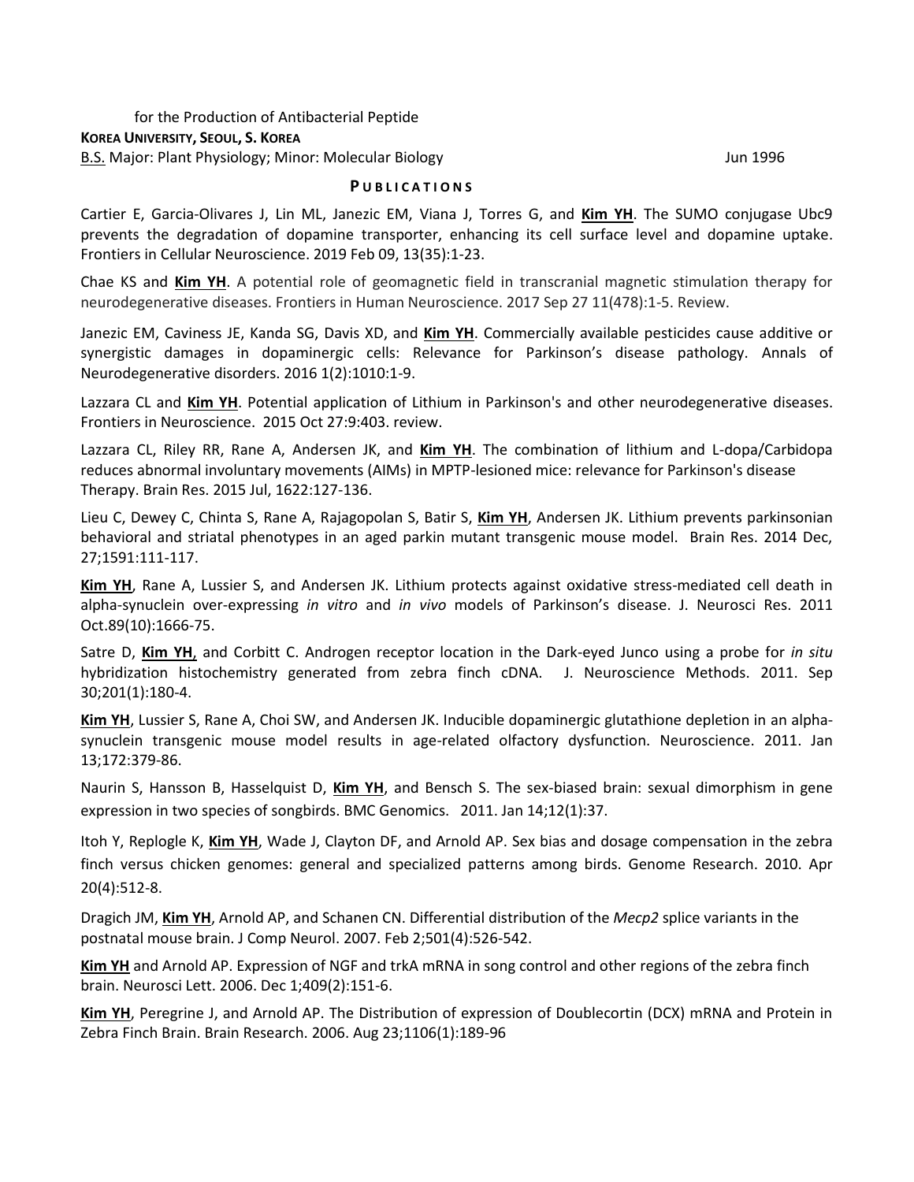for the Production of Antibacterial Peptide

**KOREA UNIVERSITY, SEOUL, S. KOREA**

B.S. Major: Plant Physiology; Minor: Molecular Biology Jun 1996

## PUBLICATIONS

Cartier E, Garcia-Olivares J, Lin ML, Janezic EM, Viana J, Torres G, and **Kim YH**. The SUMO conjugase Ubc9 prevents the degradation of dopamine transporter, enhancing its cell surface level and dopamine uptake. Frontiers in Cellular Neuroscience. 2019 Feb 09, 13(35):1-23.

Chae KS and **Kim YH**. A potential role of geomagnetic field in transcranial magnetic stimulation therapy for neurodegenerative diseases. Frontiers in Human Neuroscience. 2017 Sep 27 11(478):1-5. Review.

Janezic EM, Caviness JE, Kanda SG, Davis XD, and **Kim YH**. Commercially available pesticides cause additive or synergistic damages in dopaminergic cells: Relevance for Parkinson's disease pathology. Annals of Neurodegenerative disorders. 2016 1(2):1010:1-9.

Lazzara CL and **Kim YH**. Potential application of Lithium in Parkinson's and other neurodegenerative diseases. Frontiers in Neuroscience. 2015 Oct 27:9:403. review.

Lazzara CL, Riley RR, Rane A, Andersen JK, and **Kim YH**. The combination of lithium and L-dopa/Carbidopa reduces abnormal involuntary movements (AIMs) in MPTP-lesioned mice: relevance for Parkinson's disease Therapy. Brain Res. 2015 Jul, 1622:127-136.

Lieu C, Dewey C, Chinta S, Rane A, Rajagopolan S, Batir S, **Kim YH**, Andersen JK. Lithium prevents parkinsonian behavioral and striatal phenotypes in an aged parkin mutant transgenic mouse model. Brain Res. 2014 Dec, 27;1591:111-117.

**Kim YH**, Rane A, Lussier S, and Andersen JK. Lithium protects against oxidative stress-mediated cell death in alpha-synuclein over-expressing *in vitro* and *in vivo* models of Parkinson's disease. J. Neurosci Res. 2011 Oct.89(10):1666-75.

Satre D, **Kim YH**, and Corbitt C. Androgen receptor location in the Dark-eyed Junco using a probe for *in situ* hybridization histochemistry generated from zebra finch cDNA. J. Neuroscience Methods. 2011. Sep 30;201(1):180-4.

**Kim YH**, Lussier S, Rane A, Choi SW, and Andersen JK. Inducible dopaminergic glutathione depletion in an alpha-synuclein transgenic mouse model results in age-related olfactory dysfunction. Neuroscience. 2011. Jan 13;172:379-86.

Naurin S, Hansson B, Hasselquist D, **Kim YH**, and Bensch S. The sex-biased brain: sexual dimorphism in gene expression in two species of songbirds. BMC Genomics. 2011. Jan 14;12(1):37.

Itoh Y, Replogle K, **Kim YH**, Wade J, Clayton DF, and Arnold AP. Sex bias and dosage compensation in the zebra finch versus chicken genomes: general and specialized patterns among birds. Genome Research. 2010. Apr 20(4):512-8.

Dragich JM, **Kim YH**, Arnold AP, and Schanen CN. Differential distribution of the *Mecp2* splice variants in the postnatal mouse brain. J Comp Neurol. 2007. Feb 2;501(4):526-542.

**Kim YH** and Arnold AP. Expression of NGF and trkA mRNA in song control and other regions of the zebra finch brain. Neurosci Lett. 2006. Dec 1;409(2):151-6.

**Kim YH**, Peregrine J, and Arnold AP. The Distribution of expression of Doublecortin (DCX) mRNA and Protein in Zebra Finch Brain. Brain Research. 2006. Aug 23;1106(1):189-96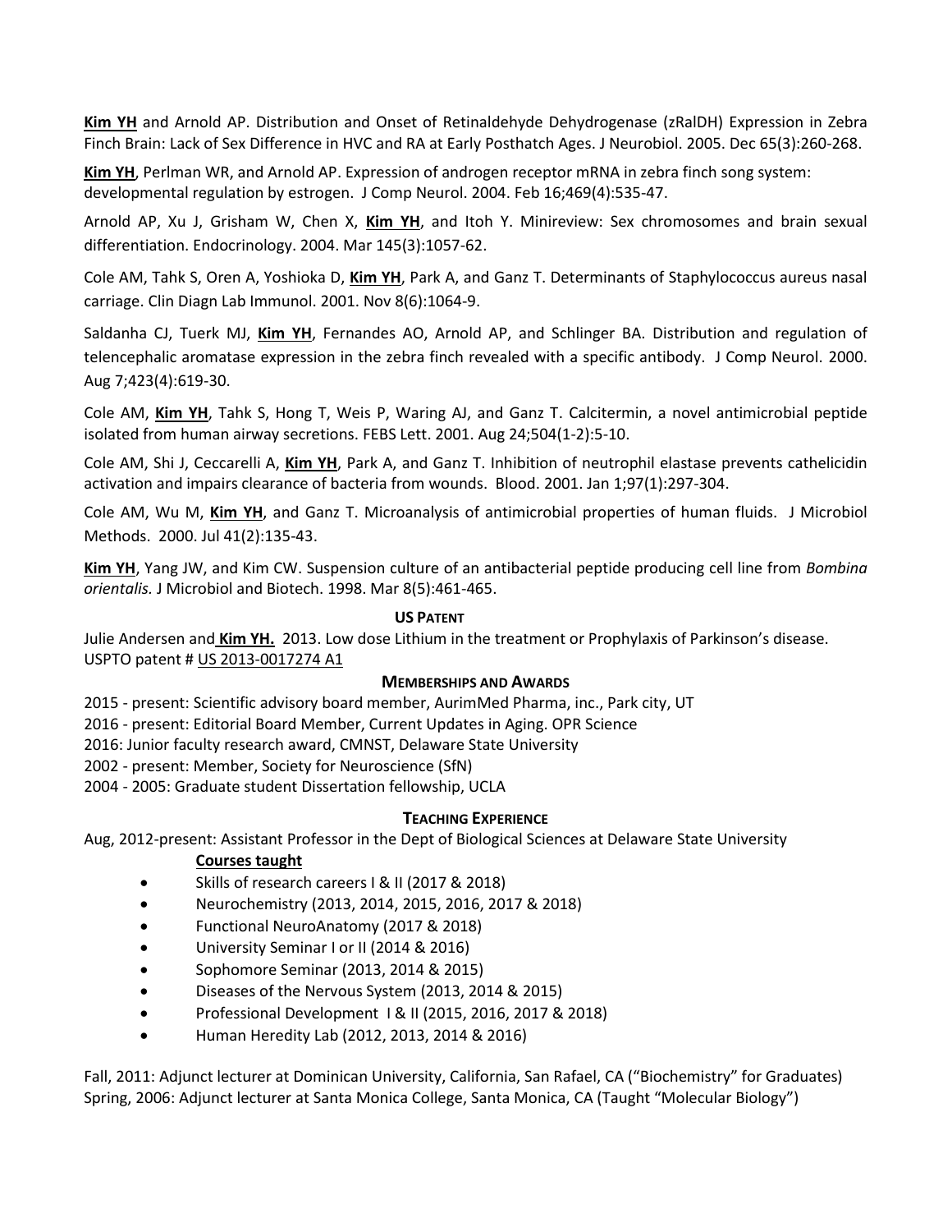**Kim YH** and Arnold AP. Distribution and Onset of Retinaldehyde Dehydrogenase (zRalDH) Expression in Zebra Finch Brain: Lack of Sex Difference in HVC and RA at Early Posthatch Ages. J Neurobiol. 2005. Dec 65(3):260-268.

**Kim YH**, Perlman WR, and Arnold AP. Expression of androgen receptor mRNA in zebra finch song system: developmental regulation by estrogen. J Comp Neurol. 2004. Feb 16;469(4):535-47.

Arnold AP, Xu J, Grisham W, Chen X, **Kim YH**, and Itoh Y. Minireview: Sex chromosomes and brain sexual differentiation. Endocrinology. 2004. Mar 145(3):1057-62.

Cole AM, Tahk S, Oren A, Yoshioka D, **Kim YH**, Park A, and Ganz T. Determinants of Staphylococcus aureus nasal carriage. Clin Diagn Lab Immunol. 2001. Nov 8(6):1064-9.

Saldanha CJ, Tuerk MJ, **Kim YH**, Fernandes AO, Arnold AP, and Schlinger BA. Distribution and regulation of telencephalic aromatase expression in the zebra finch revealed with a specific antibody. J Comp Neurol. 2000. Aug 7;423(4):619-30.

Cole AM, **Kim YH**, Tahk S, Hong T, Weis P, Waring AJ, and Ganz T. Calcitermin, a novel antimicrobial peptide isolated from human airway secretions. FEBS Lett. 2001. Aug 24;504(1-2):5-10.

Cole AM, Shi J, Ceccarelli A, **Kim YH**, Park A, and Ganz T. Inhibition of neutrophil elastase prevents cathelicidin activation and impairs clearance of bacteria from wounds. Blood. 2001. Jan 1;97(1):297-304.

Cole AM, Wu M, **Kim YH**, and Ganz T. Microanalysis of antimicrobial properties of human fluids. J Microbiol Methods. 2000. Jul 41(2):135-43.

**Kim YH**, Yang JW, and Kim CW. Suspension culture of an antibacterial peptide producing cell line from *Bombina orientalis.* J Microbiol and Biotech. 1998. Mar 8(5):461-465.

### US Patent

Julie Andersen and **Kim YH.** 2013. Low dose Lithium in the treatment or Prophylaxis of Parkinson's disease. USPTO patent # US 2013-0017274 A1

### Memberships and Awards

2015 - present: Scientific advisory board member, AurimMed Pharma, inc., Park city, UT
2016 - present: Editorial Board Member, Current Updates in Aging. OPR Science
2016: Junior faculty research award, CMNST, Delaware State University
2002 - present: Member, Society for Neuroscience (SfN)
2004 - 2005: Graduate student Dissertation fellowship, UCLA

### Teaching Experience

Aug, 2012-present: Assistant Professor in the Dept of Biological Sciences at Delaware State University

**Courses taught**

- Skills of research careers I & II (2017 & 2018)
- Neurochemistry (2013, 2014, 2015, 2016, 2017 & 2018)
- Functional NeuroAnatomy (2017 & 2018)
- University Seminar I or II (2014 & 2016)
- Sophomore Seminar (2013, 2014 & 2015)
- Diseases of the Nervous System (2013, 2014 & 2015)
- Professional Development I & II (2015, 2016, 2017 & 2018)
- Human Heredity Lab (2012, 2013, 2014 & 2016)

Fall, 2011: Adjunct lecturer at Dominican University, California, San Rafael, CA ("Biochemistry" for Graduates)
Spring, 2006: Adjunct lecturer at Santa Monica College, Santa Monica, CA (Taught "Molecular Biology")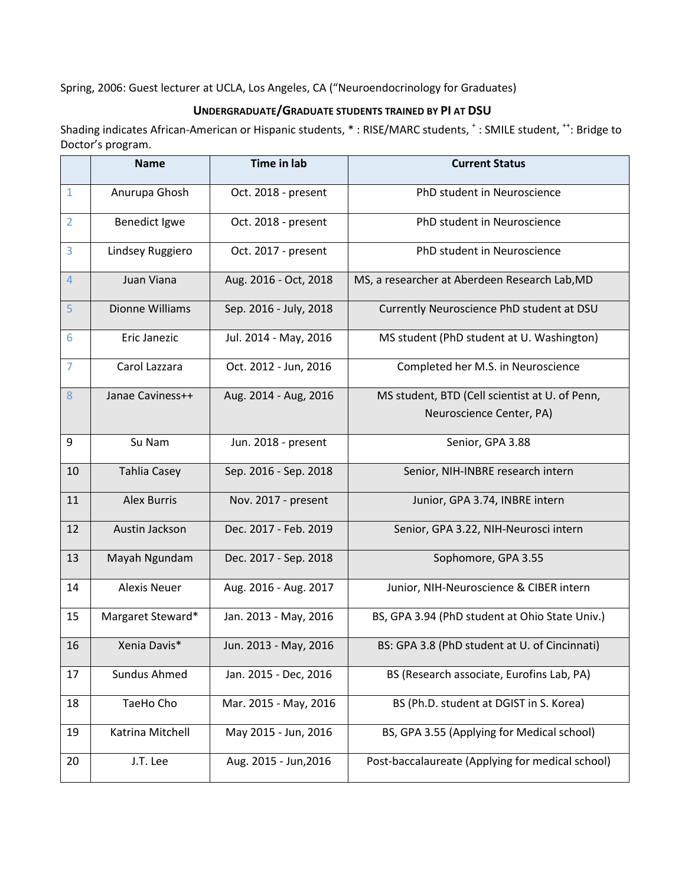Spring, 2006: Guest lecturer at UCLA, Los Angeles, CA ("Neuroendocrinology for Graduates)

## UNDERGRADUATE/GRADUATE STUDENTS TRAINED BY PI AT DSU

Shading indicates African-American or Hispanic students, * : RISE/MARC students, + : SMILE student, ++: Bridge to Doctor's program.

| | Name | Time in lab | Current Status |
|---|---|---|---|
| 1 | Anurupa Ghosh | Oct. 2018 - present | PhD student in Neuroscience |
| 2 | Benedict Igwe | Oct. 2018 - present | PhD student in Neuroscience |
| 3 | Lindsey Ruggiero | Oct. 2017 - present | PhD student in Neuroscience |
| 4 | Juan Viana | Aug. 2016 - Oct, 2018 | MS, a researcher at Aberdeen Research Lab,MD |
| 5 | Dionne Williams | Sep. 2016 - July, 2018 | Currently Neuroscience PhD student at DSU |
| 6 | Eric Janezic | Jul. 2014 - May, 2016 | MS student (PhD student at U. Washington) |
| 7 | Carol Lazzara | Oct. 2012 - Jun, 2016 | Completed her M.S. in Neuroscience |
| 8 | Janae Caviness++ | Aug. 2014 - Aug, 2016 | MS student, BTD (Cell scientist at U. of Penn, Neuroscience Center, PA) |
| 9 | Su Nam | Jun. 2018 - present | Senior, GPA 3.88 |
| 10 | Tahlia Casey | Sep. 2016 - Sep. 2018 | Senior, NIH-INBRE research intern |
| 11 | Alex Burris | Nov. 2017 - present | Junior, GPA 3.74, INBRE intern |
| 12 | Austin Jackson | Dec. 2017 - Feb. 2019 | Senior, GPA 3.22, NIH-Neurosci intern |
| 13 | Mayah Ngundam | Dec. 2017 - Sep. 2018 | Sophomore, GPA 3.55 |
| 14 | Alexis Neuer | Aug. 2016 - Aug. 2017 | Junior, NIH-Neuroscience & CIBER intern |
| 15 | Margaret Steward* | Jan. 2013 - May, 2016 | BS, GPA 3.94 (PhD student at Ohio State Univ.) |
| 16 | Xenia Davis* | Jun. 2013 - May, 2016 | BS: GPA 3.8 (PhD student at U. of Cincinnati) |
| 17 | Sundus Ahmed | Jan. 2015 - Dec, 2016 | BS (Research associate, Eurofins Lab, PA) |
| 18 | TaeHo Cho | Mar. 2015 - May, 2016 | BS (Ph.D. student at DGIST in S. Korea) |
| 19 | Katrina Mitchell | May 2015 - Jun, 2016 | BS, GPA 3.55 (Applying for Medical school) |
| 20 | J.T. Lee | Aug. 2015 - Jun,2016 | Post-baccalaureate (Applying for medical school) |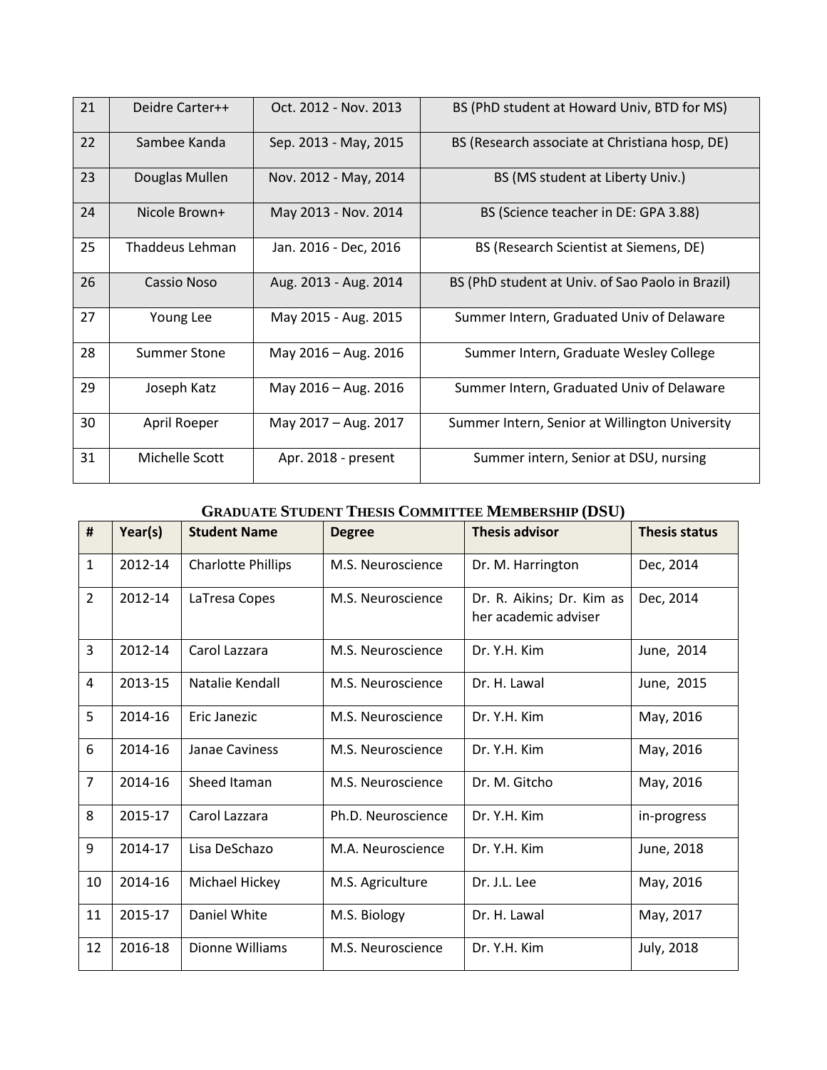| 21 | Deidre Carter++ | Oct. 2012 - Nov. 2013 | BS (PhD student at Howard Univ, BTD for MS) |
|---|---|---|---|
| 22 | Sambee Kanda | Sep. 2013 - May, 2015 | BS (Research associate at Christiana hosp, DE) |
| 23 | Douglas Mullen | Nov. 2012 - May, 2014 | BS (MS student at Liberty Univ.) |
| 24 | Nicole Brown+ | May 2013 - Nov. 2014 | BS (Science teacher in DE: GPA 3.88) |
| 25 | Thaddeus Lehman | Jan. 2016 - Dec, 2016 | BS (Research Scientist at Siemens, DE) |
| 26 | Cassio Noso | Aug. 2013 - Aug. 2014 | BS (PhD student at Univ. of Sao Paolo in Brazil) |
| 27 | Young Lee | May 2015 - Aug. 2015 | Summer Intern, Graduated Univ of Delaware |
| 28 | Summer Stone | May 2016 – Aug. 2016 | Summer Intern, Graduate Wesley College |
| 29 | Joseph Katz | May 2016 – Aug. 2016 | Summer Intern, Graduated Univ of Delaware |
| 30 | April Roeper | May 2017 – Aug. 2017 | Summer Intern, Senior at Willington University |
| 31 | Michelle Scott | Apr. 2018 - present | Summer intern, Senior at DSU, nursing |

## GRADUATE STUDENT THESIS COMMITTEE MEMBERSHIP (DSU)

| # | Year(s) | Student Name | Degree | Thesis advisor | Thesis status |
|---|---|---|---|---|---|
| 1 | 2012-14 | Charlotte Phillips | M.S. Neuroscience | Dr. M. Harrington | Dec, 2014 |
| 2 | 2012-14 | LaTresa Copes | M.S. Neuroscience | Dr. R. Aikins; Dr. Kim as her academic adviser | Dec, 2014 |
| 3 | 2012-14 | Carol Lazzara | M.S. Neuroscience | Dr. Y.H. Kim | June, 2014 |
| 4 | 2013-15 | Natalie Kendall | M.S. Neuroscience | Dr. H. Lawal | June, 2015 |
| 5 | 2014-16 | Eric Janezic | M.S. Neuroscience | Dr. Y.H. Kim | May, 2016 |
| 6 | 2014-16 | Janae Caviness | M.S. Neuroscience | Dr. Y.H. Kim | May, 2016 |
| 7 | 2014-16 | Sheed Itaman | M.S. Neuroscience | Dr. M. Gitcho | May, 2016 |
| 8 | 2015-17 | Carol Lazzara | Ph.D. Neuroscience | Dr. Y.H. Kim | in-progress |
| 9 | 2014-17 | Lisa DeSchazo | M.A. Neuroscience | Dr. Y.H. Kim | June, 2018 |
| 10 | 2014-16 | Michael Hickey | M.S. Agriculture | Dr. J.L. Lee | May, 2016 |
| 11 | 2015-17 | Daniel White | M.S. Biology | Dr. H. Lawal | May, 2017 |
| 12 | 2016-18 | Dionne Williams | M.S. Neuroscience | Dr. Y.H. Kim | July, 2018 |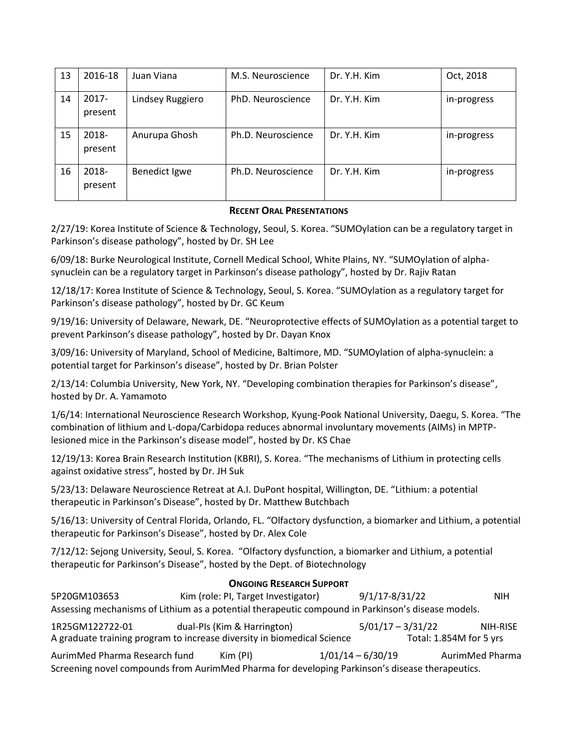| | | | | | |
|---|---|---|---|---|---|
| 13 | 2016-18 | Juan Viana | M.S. Neuroscience | Dr. Y.H. Kim | Oct, 2018 |
| 14 | 2017-present | Lindsey Ruggiero | PhD. Neuroscience | Dr. Y.H. Kim | in-progress |
| 15 | 2018-present | Anurupa Ghosh | Ph.D. Neuroscience | Dr. Y.H. Kim | in-progress |
| 16 | 2018-present | Benedict Igwe | Ph.D. Neuroscience | Dr. Y.H. Kim | in-progress |

**Recent Oral Presentations**

2/27/19: Korea Institute of Science & Technology, Seoul, S. Korea. "SUMOylation can be a regulatory target in Parkinson's disease pathology", hosted by Dr. SH Lee

6/09/18: Burke Neurological Institute, Cornell Medical School, White Plains, NY. "SUMOylation of alpha-synuclein can be a regulatory target in Parkinson's disease pathology", hosted by Dr. Rajiv Ratan

12/18/17: Korea Institute of Science & Technology, Seoul, S. Korea. "SUMOylation as a regulatory target for Parkinson's disease pathology", hosted by Dr. GC Keum

9/19/16: University of Delaware, Newark, DE. "Neuroprotective effects of SUMOylation as a potential target to prevent Parkinson's disease pathology", hosted by Dr. Dayan Knox

3/09/16: University of Maryland, School of Medicine, Baltimore, MD. "SUMOylation of alpha-synuclein: a potential target for Parkinson's disease", hosted by Dr. Brian Polster

2/13/14: Columbia University, New York, NY. "Developing combination therapies for Parkinson's disease", hosted by Dr. A. Yamamoto

1/6/14: International Neuroscience Research Workshop, Kyung-Pook National University, Daegu, S. Korea. "The combination of lithium and L-dopa/Carbidopa reduces abnormal involuntary movements (AIMs) in MPTP-lesioned mice in the Parkinson's disease model", hosted by Dr. KS Chae

12/19/13: Korea Brain Research Institution (KBRI), S. Korea. "The mechanisms of Lithium in protecting cells against oxidative stress", hosted by Dr. JH Suk

5/23/13: Delaware Neuroscience Retreat at A.I. DuPont hospital, Willington, DE. "Lithium: a potential therapeutic in Parkinson's Disease", hosted by Dr. Matthew Butchbach

5/16/13: University of Central Florida, Orlando, FL. "Olfactory dysfunction, a biomarker and Lithium, a potential therapeutic for Parkinson's Disease", hosted by Dr. Alex Cole

7/12/12: Sejong University, Seoul, S. Korea. "Olfactory dysfunction, a biomarker and Lithium, a potential therapeutic for Parkinson's Disease", hosted by the Dept. of Biotechnology

**Ongoing Research Support**

5P20GM103653 Kim (role: PI, Target Investigator) 9/1/17-8/31/22 NIH
Assessing mechanisms of Lithium as a potential therapeutic compound in Parkinson's disease models.

1R25GM122722-01 dual-PIs (Kim & Harrington) 5/01/17 – 3/31/22 NIH-RISE
A graduate training program to increase diversity in biomedical Science Total: 1.854M for 5 yrs

AurimMed Pharma Research fund Kim (PI) 1/01/14 – 6/30/19 AurimMed Pharma
Screening novel compounds from AurimMed Pharma for developing Parkinson's disease therapeutics.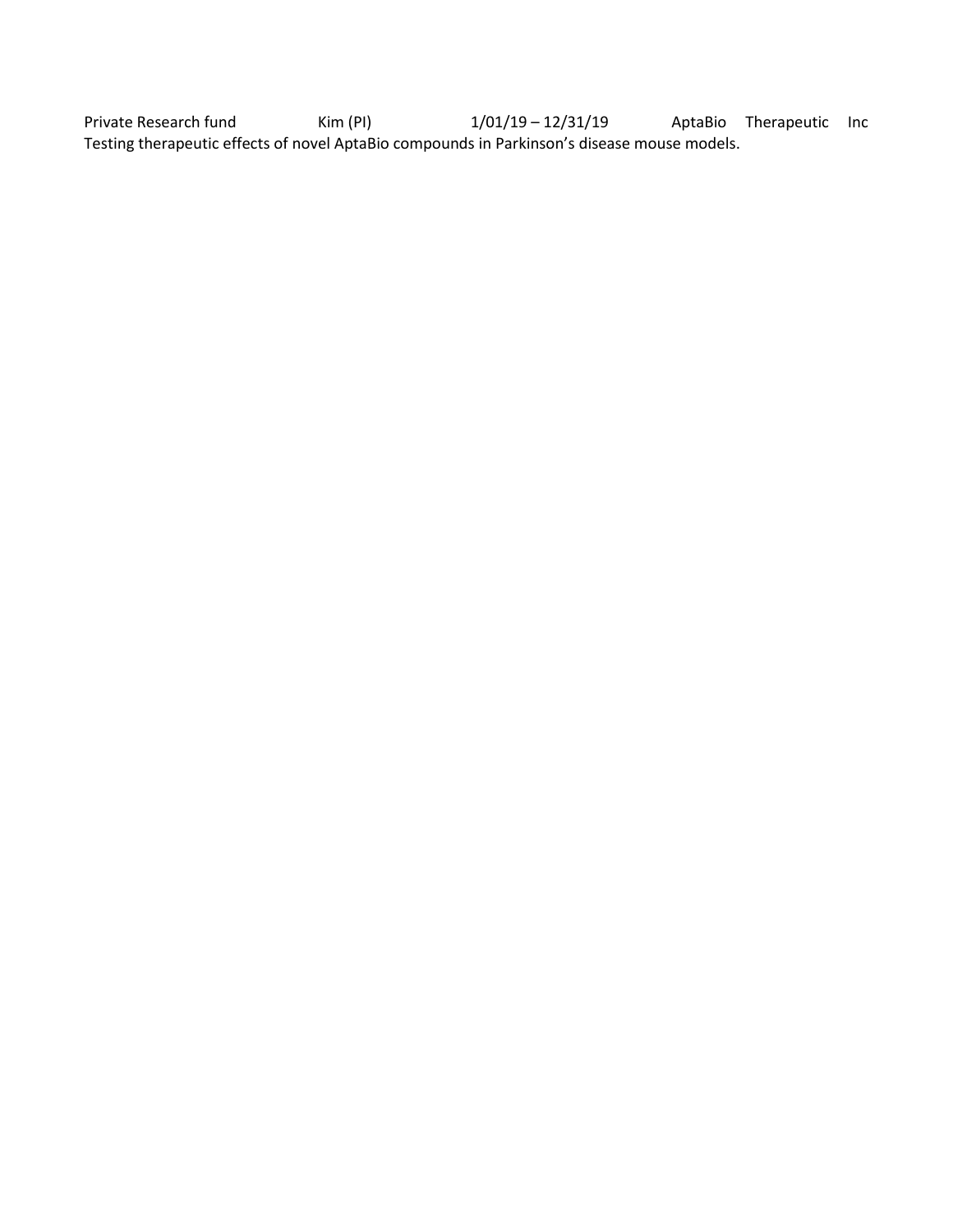Private Research fund Kim (PI) 1/01/19 – 12/31/19 AptaBio Therapeutic Inc
Testing therapeutic effects of novel AptaBio compounds in Parkinson's disease mouse models.